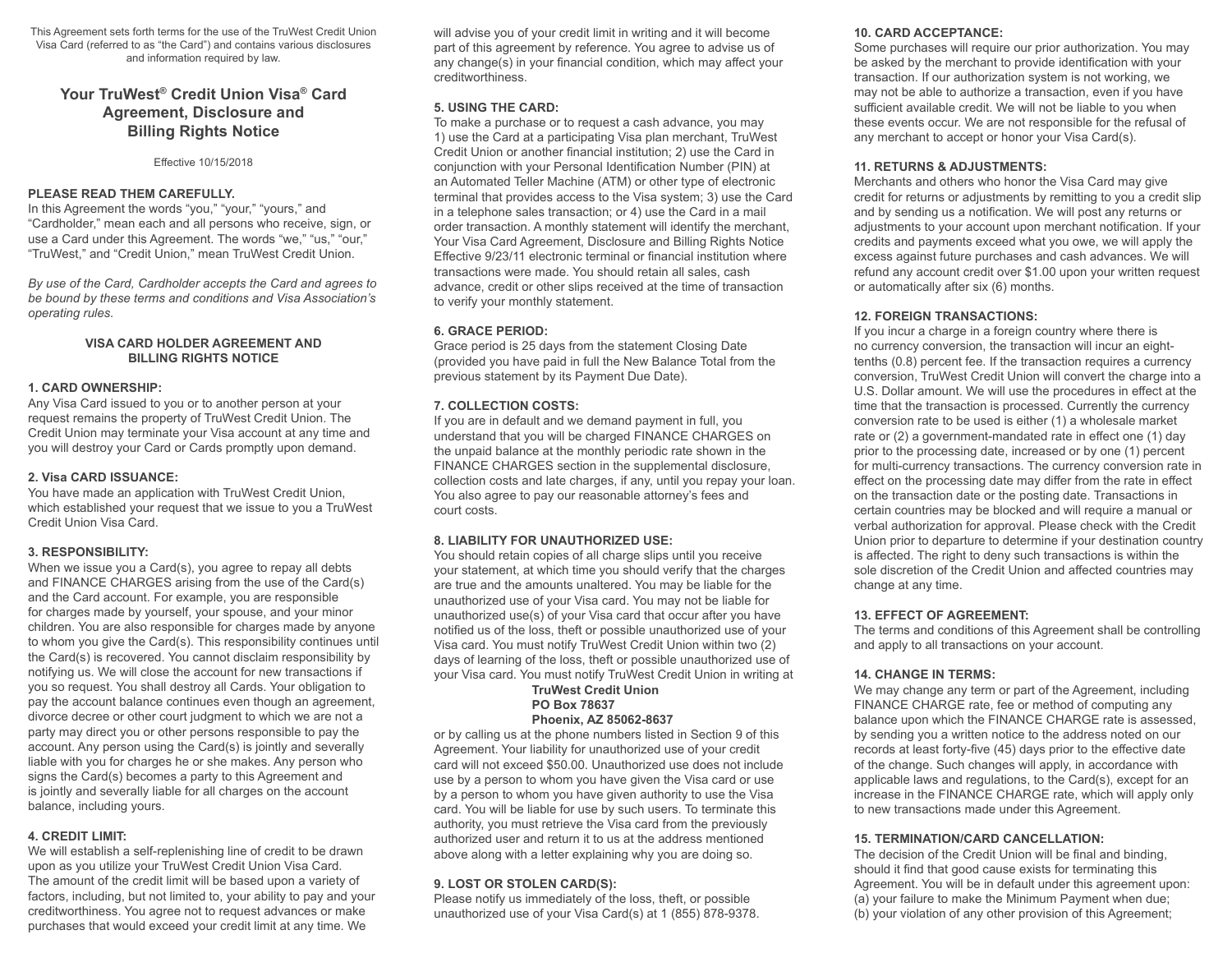This Agreement sets forth terms for the use of the TruWest Credit Union Visa Card (referred to as "the Card") and contains various disclosures and information required by law.

# Your TruWest® Credit Union Visa® Card Agreement, Disclosure and Billing Rights Notice

Effective 10/15/2018

**PLEASE READ THEM CAREFULLY.**

In this Agreement the words "you," "your," "yours," and "Cardholder," mean each and all persons who receive, sign, or use a Card under this Agreement. The words "we," "us," "our," "TruWest," and "Credit Union," mean TruWest Credit Union.

*By use of the Card, Cardholder accepts the Card and agrees to be bound by these terms and conditions and Visa Association's operating rules.*

## VISA CARD HOLDER AGREEMENT AND BILLING RIGHTS NOTICE

**1. CARD OWNERSHIP:**

Any Visa Card issued to you or to another person at your request remains the property of TruWest Credit Union. The Credit Union may terminate your Visa account at any time and you will destroy your Card or Cards promptly upon demand.

**2. Visa CARD ISSUANCE:**

You have made an application with TruWest Credit Union, which established your request that we issue to you a TruWest Credit Union Visa Card.

**3. RESPONSIBILITY:**

When we issue you a Card(s), you agree to repay all debts and FINANCE CHARGES arising from the use of the Card(s) and the Card account. For example, you are responsible for charges made by yourself, your spouse, and your minor children. You are also responsible for charges made by anyone to whom you give the Card(s). This responsibility continues until the Card(s) is recovered. You cannot disclaim responsibility by notifying us. We will close the account for new transactions if you so request. You shall destroy all Cards. Your obligation to pay the account balance continues even though an agreement, divorce decree or other court judgment to which we are not a party may direct you or other persons responsible to pay the account. Any person using the Card(s) is jointly and severally liable with you for charges he or she makes. Any person who signs the Card(s) becomes a party to this Agreement and is jointly and severally liable for all charges on the account balance, including yours.

**4. CREDIT LIMIT:**

We will establish a self-replenishing line of credit to be drawn upon as you utilize your TruWest Credit Union Visa Card. The amount of the credit limit will be based upon a variety of factors, including, but not limited to, your ability to pay and your creditworthiness. You agree not to request advances or make purchases that would exceed your credit limit at any time. We will advise you of your credit limit in writing and it will become part of this agreement by reference. You agree to advise us of any change(s) in your financial condition, which may affect your creditworthiness.

**5. USING THE CARD:**

To make a purchase or to request a cash advance, you may 1) use the Card at a participating Visa plan merchant, TruWest Credit Union or another financial institution; 2) use the Card in conjunction with your Personal Identification Number (PIN) at an Automated Teller Machine (ATM) or other type of electronic terminal that provides access to the Visa system; 3) use the Card in a telephone sales transaction; or 4) use the Card in a mail order transaction. A monthly statement will identify the merchant, Your Visa Card Agreement, Disclosure and Billing Rights Notice Effective 9/23/11 electronic terminal or financial institution where transactions were made. You should retain all sales, cash advance, credit or other slips received at the time of transaction to verify your monthly statement.

**6. GRACE PERIOD:**

Grace period is 25 days from the statement Closing Date (provided you have paid in full the New Balance Total from the previous statement by its Payment Due Date).

**7. COLLECTION COSTS:**

If you are in default and we demand payment in full, you understand that you will be charged FINANCE CHARGES on the unpaid balance at the monthly periodic rate shown in the FINANCE CHARGES section in the supplemental disclosure, collection costs and late charges, if any, until you repay your loan. You also agree to pay our reasonable attorney's fees and court costs.

**8. LIABILITY FOR UNAUTHORIZED USE:**

You should retain copies of all charge slips until you receive your statement, at which time you should verify that the charges are true and the amounts unaltered. You may be liable for the unauthorized use of your Visa card. You may not be liable for unauthorized use(s) of your Visa card that occur after you have notified us of the loss, theft or possible unauthorized use of your Visa card. You must notify TruWest Credit Union within two (2) days of learning of the loss, theft or possible unauthorized use of your Visa card. You must notify TruWest Credit Union in writing at

**TruWest Credit Union**
**PO Box 78637**
**Phoenix, AZ 85062-8637**

or by calling us at the phone numbers listed in Section 9 of this Agreement. Your liability for unauthorized use of your credit card will not exceed $50.00. Unauthorized use does not include use by a person to whom you have given the Visa card or use by a person to whom you have given authority to use the Visa card. You will be liable for use by such users. To terminate this authority, you must retrieve the Visa card from the previously authorized user and return it to us at the address mentioned above along with a letter explaining why you are doing so.

**9. LOST OR STOLEN CARD(S):**

Please notify us immediately of the loss, theft, or possible unauthorized use of your Visa Card(s) at 1 (855) 878-9378.

**10. CARD ACCEPTANCE:**

Some purchases will require our prior authorization. You may be asked by the merchant to provide identification with your transaction. If our authorization system is not working, we may not be able to authorize a transaction, even if you have sufficient available credit. We will not be liable to you when these events occur. We are not responsible for the refusal of any merchant to accept or honor your Visa Card(s).

**11. RETURNS & ADJUSTMENTS:**

Merchants and others who honor the Visa Card may give credit for returns or adjustments by remitting to you a credit slip and by sending us a notification. We will post any returns or adjustments to your account upon merchant notification. If your credits and payments exceed what you owe, we will apply the excess against future purchases and cash advances. We will refund any account credit over $1.00 upon your written request or automatically after six (6) months.

**12. FOREIGN TRANSACTIONS:**

If you incur a charge in a foreign country where there is no currency conversion, the transaction will incur an eight-tenths (0.8) percent fee. If the transaction requires a currency conversion, TruWest Credit Union will convert the charge into a U.S. Dollar amount. We will use the procedures in effect at the time that the transaction is processed. Currently the currency conversion rate to be used is either (1) a wholesale market rate or (2) a government-mandated rate in effect one (1) day prior to the processing date, increased or by one (1) percent for multi-currency transactions. The currency conversion rate in effect on the processing date may differ from the rate in effect on the transaction date or the posting date. Transactions in certain countries may be blocked and will require a manual or verbal authorization for approval. Please check with the Credit Union prior to departure to determine if your destination country is affected. The right to deny such transactions is within the sole discretion of the Credit Union and affected countries may change at any time.

**13. EFFECT OF AGREEMENT:**

The terms and conditions of this Agreement shall be controlling and apply to all transactions on your account.

**14. CHANGE IN TERMS:**

We may change any term or part of the Agreement, including FINANCE CHARGE rate, fee or method of computing any balance upon which the FINANCE CHARGE rate is assessed, by sending you a written notice to the address noted on our records at least forty-five (45) days prior to the effective date of the change. Such changes will apply, in accordance with applicable laws and regulations, to the Card(s), except for an increase in the FINANCE CHARGE rate, which will apply only to new transactions made under this Agreement.

**15. TERMINATION/CARD CANCELLATION:**

The decision of the Credit Union will be final and binding, should it find that good cause exists for terminating this Agreement. You will be in default under this agreement upon:
(a) your failure to make the Minimum Payment when due;
(b) your violation of any other provision of this Agreement;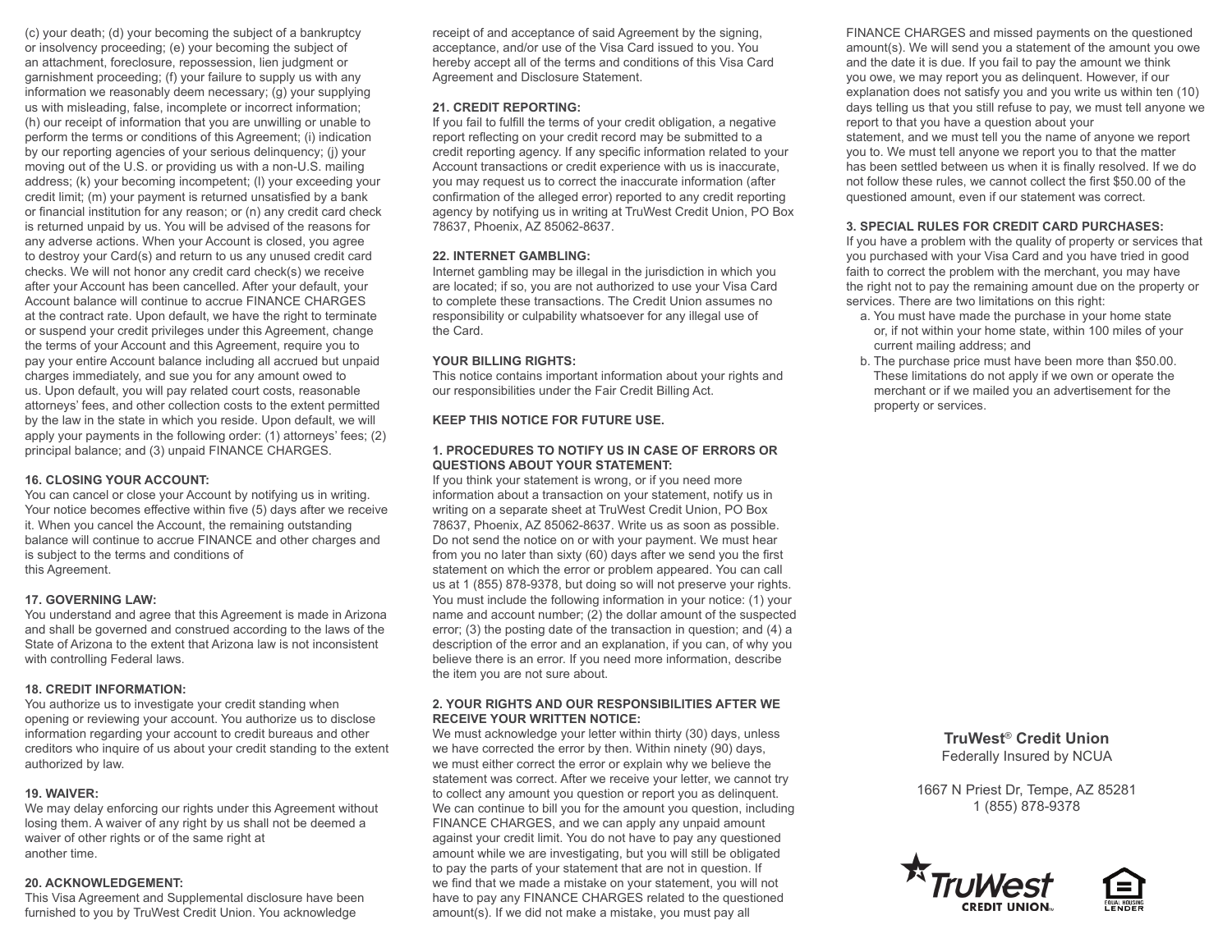(c) your death; (d) your becoming the subject of a bankruptcy or insolvency proceeding; (e) your becoming the subject of an attachment, foreclosure, repossession, lien judgment or garnishment proceeding; (f) your failure to supply us with any information we reasonably deem necessary; (g) your supplying us with misleading, false, incomplete or incorrect information; (h) our receipt of information that you are unwilling or unable to perform the terms or conditions of this Agreement; (i) indication by our reporting agencies of your serious delinquency; (j) your moving out of the U.S. or providing us with a non-U.S. mailing address; (k) your becoming incompetent; (l) your exceeding your credit limit; (m) your payment is returned unsatisfied by a bank or financial institution for any reason; or (n) any credit card check is returned unpaid by us. You will be advised of the reasons for any adverse actions. When your Account is closed, you agree to destroy your Card(s) and return to us any unused credit card checks. We will not honor any credit card check(s) we receive after your Account has been cancelled. After your default, your Account balance will continue to accrue FINANCE CHARGES at the contract rate. Upon default, we have the right to terminate or suspend your credit privileges under this Agreement, change the terms of your Account and this Agreement, require you to pay your entire Account balance including all accrued but unpaid charges immediately, and sue you for any amount owed to us. Upon default, you will pay related court costs, reasonable attorneys' fees, and other collection costs to the extent permitted by the law in the state in which you reside. Upon default, we will apply your payments in the following order: (1) attorneys' fees; (2) principal balance; and (3) unpaid FINANCE CHARGES.

**16. CLOSING YOUR ACCOUNT:**

You can cancel or close your Account by notifying us in writing. Your notice becomes effective within five (5) days after we receive it. When you cancel the Account, the remaining outstanding balance will continue to accrue FINANCE and other charges and is subject to the terms and conditions of this Agreement.

**17. GOVERNING LAW:**

You understand and agree that this Agreement is made in Arizona and shall be governed and construed according to the laws of the State of Arizona to the extent that Arizona law is not inconsistent with controlling Federal laws.

**18. CREDIT INFORMATION:**

You authorize us to investigate your credit standing when opening or reviewing your account. You authorize us to disclose information regarding your account to credit bureaus and other creditors who inquire of us about your credit standing to the extent authorized by law.

**19. WAIVER:**

We may delay enforcing our rights under this Agreement without losing them. A waiver of any right by us shall not be deemed a waiver of other rights or of the same right at another time.

**20. ACKNOWLEDGEMENT:**

This Visa Agreement and Supplemental disclosure have been furnished to you by TruWest Credit Union. You acknowledge receipt of and acceptance of said Agreement by the signing, acceptance, and/or use of the Visa Card issued to you. You hereby accept all of the terms and conditions of this Visa Card Agreement and Disclosure Statement.

**21. CREDIT REPORTING:**

If you fail to fulfill the terms of your credit obligation, a negative report reflecting on your credit record may be submitted to a credit reporting agency. If any specific information related to your Account transactions or credit experience with us is inaccurate, you may request us to correct the inaccurate information (after confirmation of the alleged error) reported to any credit reporting agency by notifying us in writing at TruWest Credit Union, PO Box 78637, Phoenix, AZ 85062-8637.

**22. INTERNET GAMBLING:**

Internet gambling may be illegal in the jurisdiction in which you are located; if so, you are not authorized to use your Visa Card to complete these transactions. The Credit Union assumes no responsibility or culpability whatsoever for any illegal use of the Card.

**YOUR BILLING RIGHTS:**

This notice contains important information about your rights and our responsibilities under the Fair Credit Billing Act.

**KEEP THIS NOTICE FOR FUTURE USE.**

**1. PROCEDURES TO NOTIFY US IN CASE OF ERRORS OR QUESTIONS ABOUT YOUR STATEMENT:**

If you think your statement is wrong, or if you need more information about a transaction on your statement, notify us in writing on a separate sheet at TruWest Credit Union, PO Box 78637, Phoenix, AZ 85062-8637. Write us as soon as possible. Do not send the notice on or with your payment. We must hear from you no later than sixty (60) days after we send you the first statement on which the error or problem appeared. You can call us at 1 (855) 878-9378, but doing so will not preserve your rights. You must include the following information in your notice: (1) your name and account number; (2) the dollar amount of the suspected error; (3) the posting date of the transaction in question; and (4) a description of the error and an explanation, if you can, of why you believe there is an error. If you need more information, describe the item you are not sure about.

**2. YOUR RIGHTS AND OUR RESPONSIBILITIES AFTER WE RECEIVE YOUR WRITTEN NOTICE:**

We must acknowledge your letter within thirty (30) days, unless we have corrected the error by then. Within ninety (90) days, we must either correct the error or explain why we believe the statement was correct. After we receive your letter, we cannot try to collect any amount you question or report you as delinquent. We can continue to bill you for the amount you question, including FINANCE CHARGES, and we can apply any unpaid amount against your credit limit. You do not have to pay any questioned amount while we are investigating, but you will still be obligated to pay the parts of your statement that are not in question. If we find that we made a mistake on your statement, you will not have to pay any FINANCE CHARGES related to the questioned amount(s). If we did not make a mistake, you must pay all FINANCE CHARGES and missed payments on the questioned amount(s). We will send you a statement of the amount you owe and the date it is due. If you fail to pay the amount we think you owe, we may report you as delinquent. However, if our explanation does not satisfy you and you write us within ten (10) days telling us that you still refuse to pay, we must tell anyone we report to that you have a question about your statement, and we must tell you the name of anyone we report you to. We must tell anyone we report you to that the matter has been settled between us when it is finally resolved. If we do not follow these rules, we cannot collect the first $50.00 of the questioned amount, even if our statement was correct.

**3. SPECIAL RULES FOR CREDIT CARD PURCHASES:**

If you have a problem with the quality of property or services that you purchased with your Visa Card and you have tried in good faith to correct the problem with the merchant, you may have the right not to pay the remaining amount due on the property or services. There are two limitations on this right:

a. You must have made the purchase in your home state or, if not within your home state, within 100 miles of your current mailing address; and

b. The purchase price must have been more than $50.00. These limitations do not apply if we own or operate the merchant or if we mailed you an advertisement for the property or services.

**TruWest® Credit Union**
Federally Insured by NCUA

1667 N Priest Dr, Tempe, AZ 85281
1 (855) 878-9378

TruWest CREDIT UNION

EQUAL HOUSING LENDER